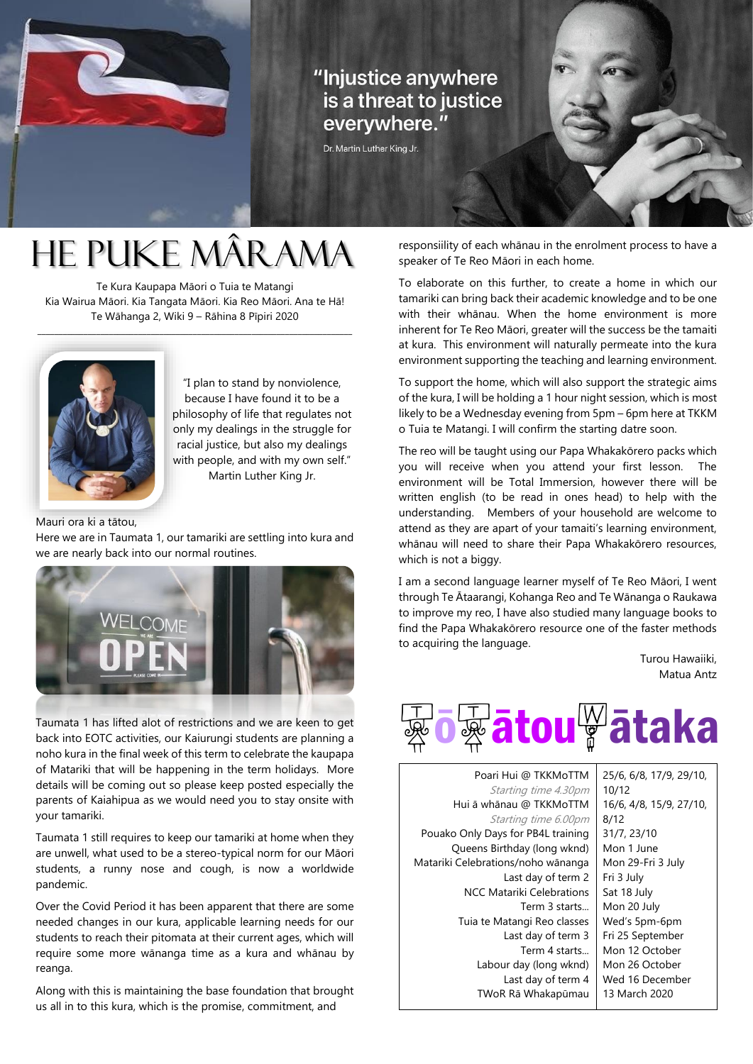"Injustice anywhere is a threat to justice everywhere."

Dr. Martin Luther King Jr.

# HE PUKE MÂRAMA

Te Kura Kaupapa Māori o Tuia te Matangi
Kia Wairua Māori. Kia Tangata Māori. Kia Reo Māori. Ana te Hā!
Te Wāhanga 2, Wiki 9 – Rāhina 8 Pīpiri 2020

"I plan to stand by nonviolence, because I have found it to be a philosophy of life that regulates not only my dealings in the struggle for racial justice, but also my dealings with people, and with my own self."
Martin Luther King Jr.

Mauri ora ki a tātou,
Here we are in Taumata 1, our tamariki are settling into kura and we are nearly back into our normal routines.

Taumata 1 has lifted alot of restrictions and we are keen to get back into EOTC activities, our Kaiurungi students are planning a noho kura in the final week of this term to celebrate the kaupapa of Matariki that will be happening in the term holidays. More details will be coming out so please keep posted especially the parents of Kaiahipua as we would need you to stay onsite with your tamariki.

Taumata 1 still requires to keep our tamariki at home when they are unwell, what used to be a stereo-typical norm for our Māori students, a runny nose and cough, is now a worldwide pandemic.

Over the Covid Period it has been apparent that there are some needed changes in our kura, applicable learning needs for our students to reach their pitomata at their current ages, which will require some more wānanga time as a kura and whānau by reanga.

Along with this is maintaining the base foundation that brought us all in to this kura, which is the promise, commitment, and responsiility of each whānau in the enrolment process to have a speaker of Te Reo Māori in each home.

To elaborate on this further, to create a home in which our tamariki can bring back their academic knowledge and to be one with their whānau. When the home environment is more inherent for Te Reo Māori, greater will the success be the tamaiti at kura. This environment will naturally permeate into the kura environment supporting the teaching and learning environment.

To support the home, which will also support the strategic aims of the kura, I will be holding a 1 hour night session, which is most likely to be a Wednesday evening from 5pm – 6pm here at TKKM o Tuia te Matangi. I will confirm the starting datre soon.

The reo will be taught using our Papa Whakakōrero packs which you will receive when you attend your first lesson. The environment will be Total Immersion, however there will be written english (to be read in ones head) to help with the understanding. Members of your household are welcome to attend as they are apart of your tamaiti's learning environment, whānau will need to share their Papa Whakakōrero resources, which is not a biggy.

I am a second language learner myself of Te Reo Māori, I went through Te Ātaarangi, Kohanga Reo and Te Wānanga o Raukawa to improve my reo, I have also studied many language books to find the Papa Whakakōrero resource one of the faster methods to acquiring the language.

Turou Hawaiiki,
Matua Antz

## Tō Tātou Wātaka

| | |
|---|---|
| Poari Hui @ TKKMoTTM<br>*Starting time 4.30pm* | 25/6, 6/8, 17/9, 29/10, 10/12 |
| Hui ā whānau @ TKKMoTTM<br>*Starting time 6.00pm* | 16/6, 4/8, 15/9, 27/10, 8/12 |
| Pouako Only Days for PB4L training | 31/7, 23/10 |
| Queens Birthday (long wknd) | Mon 1 June |
| Matariki Celebrations/noho wānanga | Mon 29-Fri 3 July |
| Last day of term 2 | Fri 3 July |
| NCC Matariki Celebrations | Sat 18 July |
| Term 3 starts... | Mon 20 July |
| Tuia te Matangi Reo classes | Wed's 5pm-6pm |
| Last day of term 3 | Fri 25 September |
| Term 4 starts... | Mon 12 October |
| Labour day (long wknd) | Mon 26 October |
| Last day of term 4 | Wed 16 December |
| TWoR Rā Whakapūmau | 13 March 2020 |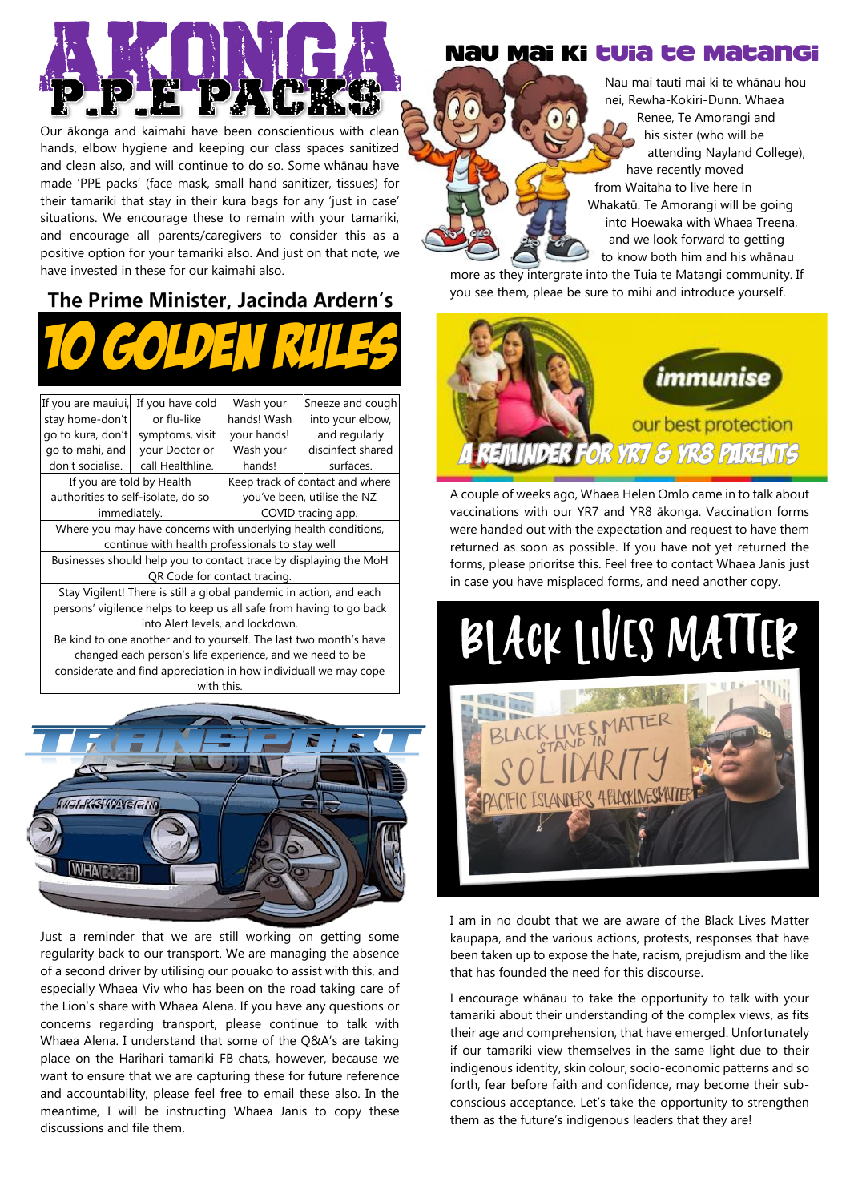# AKONGA P.P.E PACKS

Our ākonga and kaimahi have been conscientious with clean hands, elbow hygiene and keeping our class spaces sanitized and clean also, and will continue to do so. Some whānau have made 'PPE packs' (face mask, small hand sanitizer, tissues) for their tamariki that stay in their kura bags for any 'just in case' situations. We encourage these to remain with your tamariki, and encourage all parents/caregivers to consider this as a positive option for your tamariki also. And just on that note, we have invested in these for our kaimahi also.

## The Prime Minister, Jacinda Ardern's 10 GOLDEN RULES

| | | | |
|---|---|---|---|
| If you are mauiui, stay home-don't go to kura, don't go to mahi, and don't socialise. | If you have cold or flu-like symptoms, visit your Doctor or call Healthline. | Wash your hands! Wash your hands! Wash your hands! | Sneeze and cough into your elbow, and regularly discinfect shared surfaces. |
| If you are told by Health authorities to self-isolate, do so immediately. | | Keep track of contact and where you've been, utilise the NZ COVID tracing app. | |
| Where you may have concerns with underlying health conditions, continue with health professionals to stay well | | | |
| Businesses should help you to contact trace by displaying the MoH QR Code for contact tracing. | | | |
| Stay Vigilent! There is still a global pandemic in action, and each persons' vigilence helps to keep us all safe from having to go back into Alert levels, and lockdown. | | | |
| Be kind to one another and to yourself. The last two month's have changed each person's life experience, and we need to be considerate and find appreciation in how individuall we may cope with this. | | | |

## TRANSPORT

Just a reminder that we are still working on getting some regularity back to our transport. We are managing the absence of a second driver by utilising our pouako to assist with this, and especially Whaea Viv who has been on the road taking care of the Lion's share with Whaea Alena. If you have any questions or concerns regarding transport, please continue to talk with Whaea Alena. I understand that some of the Q&A's are taking place on the Harihari tamariki FB chats, however, because we want to ensure that we are capturing these for future reference and accountability, please feel free to email these also. In the meantime, I will be instructing Whaea Janis to copy these discussions and file them.

## Nau Mai Ki Tuia te Matangi

Nau mai tauti mai ki te whānau hou nei, Rewha-Kokiri-Dunn. Whaea Renee, Te Amorangi and his sister (who will be attending Nayland College), have recently moved from Waitaha to live here in Whakatū. Te Amorangi will be going into Hoewaka with Whaea Treena, and we look forward to getting to know both him and his whānau more as they intergrate into the Tuia te Matangi community. If you see them, pleae be sure to mihi and introduce yourself.

## immunise — our best protection
### A REMINDER FOR YR7 & YR8 PARENTS

A couple of weeks ago, Whaea Helen Omlo came in to talk about vaccinations with our YR7 and YR8 ākonga. Vaccination forms were handed out with the expectation and request to have them returned as soon as possible. If you have not yet returned the forms, please prioritse this. Feel free to contact Whaea Janis just in case you have misplaced forms, and need another copy.

## BLACK LIVES MATTER

I am in no doubt that we are aware of the Black Lives Matter kaupapa, and the various actions, protests, responses that have been taken up to expose the hate, racism, prejudism and the like that has founded the need for this discourse.

I encourage whānau to take the opportunity to talk with your tamariki about their understanding of the complex views, as fits their age and comprehension, that have emerged. Unfortunately if our tamariki view themselves in the same light due to their indigenous identity, skin colour, socio-economic patterns and so forth, fear before faith and confidence, may become their sub-conscious acceptance. Let's take the opportunity to strengthen them as the future's indigenous leaders that they are!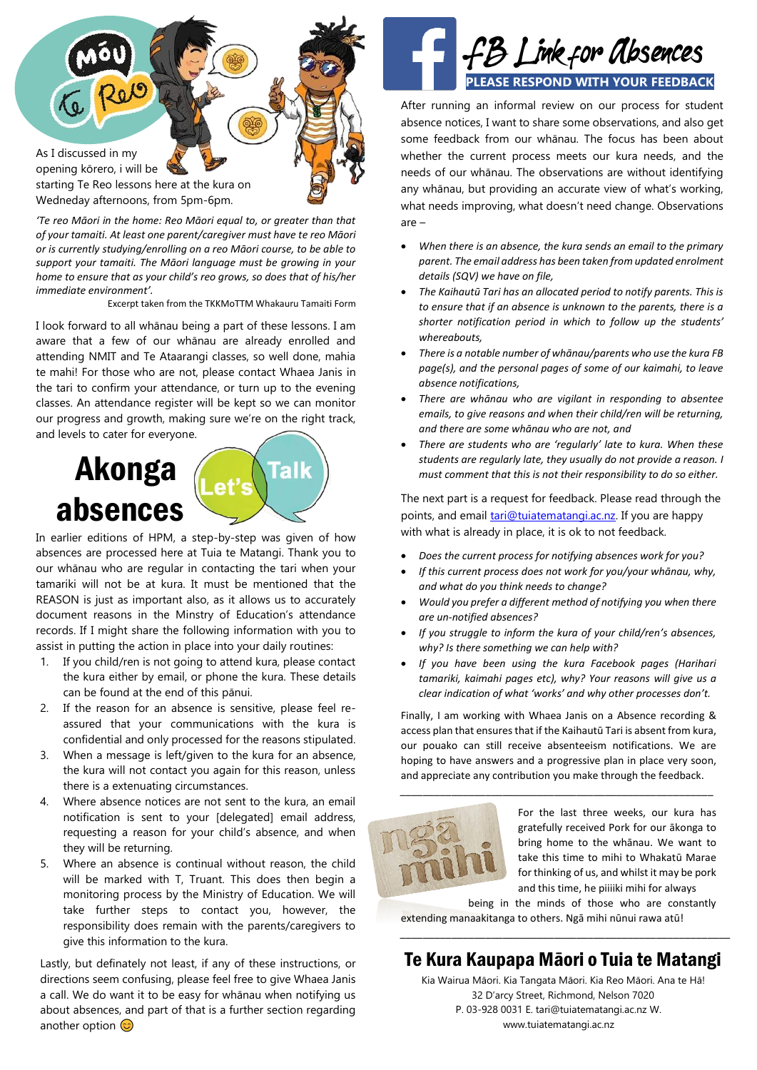# Mōu Te Reo

As I discussed in my opening kōrero, i will be starting Te Reo lessons here at the kura on Wednesday afternoons, from 5pm-6pm.

*'Te reo Māori in the home: Reo Māori equal to, or greater than that of your tamaiti. At least one parent/caregiver must have te reo Māori or is currently studying/enrolling on a reo Māori course, to be able to support your tamaiti. The Māori language must be growing in your home to ensure that as your child's reo grows, so does that of his/her immediate environment'.*

Excerpt taken from the TKKMoTTM Whakauru Tamaiti Form

I look forward to all whānau being a part of these lessons. I am aware that a few of our whānau are already enrolled and attending NMIT and Te Ataarangi classes, so well done, mahia te mahi! For those who are not, please contact Whaea Janis in the tari to confirm your attendance, or turn up to the evening classes. An attendance register will be kept so we can monitor our progress and growth, making sure we're on the right track, and levels to cater for everyone.

# Akonga absences

Let's Talk

In earlier editions of HPM, a step-by-step was given of how absences are processed here at Tuia te Matangi. Thank you to our whānau who are regular in contacting the tari when your tamariki will not be at kura. It must be mentioned that the REASON is just as important also, as it allows us to accurately document reasons in the Minstry of Education's attendance records. If I might share the following information with you to assist in putting the action in place into your daily routines:

1. If you child/ren is not going to attend kura, please contact the kura either by email, or phone the kura. These details can be found at the end of this pānui.
2. If the reason for an absence is sensitive, please feel re-assured that your communications with the kura is confidential and only processed for the reasons stipulated.
3. When a message is left/given to the kura for an absence, the kura will not contact you again for this reason, unless there is a extenuating circumstances.
4. Where absence notices are not sent to the kura, an email notification is sent to your [delegated] email address, requesting a reason for your child's absence, and when they will be returning.
5. Where an absence is continual without reason, the child will be marked with T, Truant. This does then begin a monitoring process by the Ministry of Education. We will take further steps to contact you, however, the responsibility does remain with the parents/caregivers to give this information to the kura.

Lastly, but definately not least, if any of these instructions, or directions seem confusing, please feel free to give Whaea Janis a call. We do want it to be easy for whānau when notifying us about absences, and part of that is a further section regarding another option 😊

# FB Link for Absences

**PLEASE RESPOND WITH YOUR FEEDBACK**

After running an informal review on our process for student absence notices, I want to share some observations, and also get some feedback from our whānau. The focus has been about whether the current process meets our kura needs, and the needs of our whānau. The observations are without identifying any whānau, but providing an accurate view of what's working, what needs improving, what doesn't need change. Observations are –

- *When there is an absence, the kura sends an email to the primary parent. The email address has been taken from updated enrolment details (SQV) we have on file,*
- *The Kaihautū Tari has an allocated period to notify parents. This is to ensure that if an absence is unknown to the parents, there is a shorter notification period in which to follow up the students' whereabouts,*
- *There is a notable number of whānau/parents who use the kura FB page(s), and the personal pages of some of our kaimahi, to leave absence notifications,*
- *There are whānau who are vigilant in responding to absentee emails, to give reasons and when their child/ren will be returning, and there are some whānau who are not, and*
- *There are students who are 'regularly' late to kura. When these students are regularly late, they usually do not provide a reason. I must comment that this is not their responsibility to do so either.*

The next part is a request for feedback. Please read through the points, and email tari@tuiatematangi.ac.nz. If you are happy with what is already in place, it is ok to not feedback.

- *Does the current process for notifying absences work for you?*
- *If this current process does not work for you/your whānau, why, and what do you think needs to change?*
- *Would you prefer a different method of notifying you when there are un-notified absences?*
- *If you struggle to inform the kura of your child/ren's absences, why? Is there something we can help with?*
- *If you have been using the kura Facebook pages (Harihari tamariki, kaimahi pages etc), why? Your reasons will give us a clear indication of what 'works' and why other processes don't.*

Finally, I am working with Whaea Janis on a Absence recording & access plan that ensures that if the Kaihautū Tari is absent from kura, our pouako can still receive absenteeism notifications. We are hoping to have answers and a progressive plan in place very soon, and appreciate any contribution you make through the feedback.

---

ngā mihi

For the last three weeks, our kura has gratefully received Pork for our ākonga to bring home to the whānau. We want to take this time to mihi to Whakatū Marae for thinking of us, and whilst it may be pork and this time, he piiiiki mihi for always being in the minds of those who are constantly extending manaakitanga to others. Ngā mihi nūnui rawa atū!

---

## Te Kura Kaupapa Māori o Tuia te Matangi

Kia Wairua Māori. Kia Tangata Māori. Kia Reo Māori. Ana te Hā!
32 D'arcy Street, Richmond, Nelson 7020
P. 03-928 0031 E. tari@tuiatematangi.ac.nz W. www.tuiatematangi.ac.nz